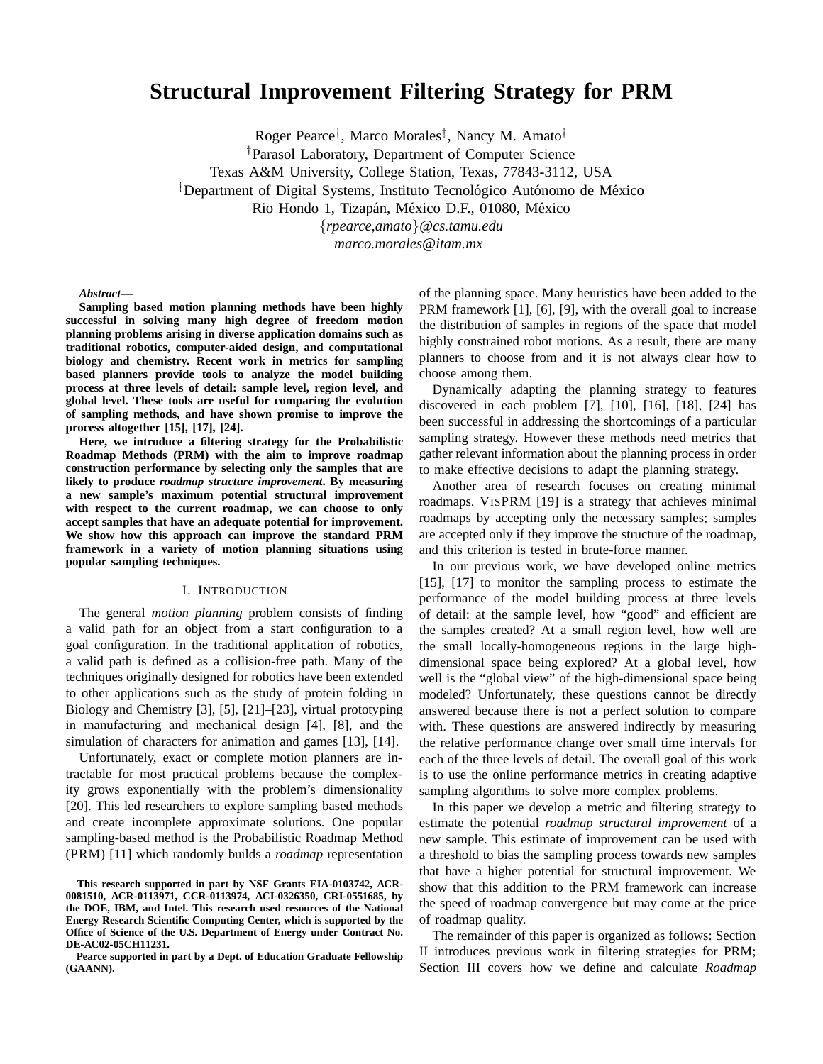# Structural Improvement Filtering Strategy for PRM

Roger Pearce[†], Marco Morales[‡], Nancy M. Amato[†]

[†]Parasol Laboratory, Department of Computer Science
Texas A&M University, College Station, Texas, 77843-3112, USA

[‡]Department of Digital Systems, Instituto Tecnológico Autónomo de México
Rio Hondo 1, Tizapán, México D.F., 01080, México

{*rpearce,amato*}*@cs.tamu.edu*
*marco.morales@itam.mx*

***Abstract*—**

**Sampling based motion planning methods have been highly successful in solving many high degree of freedom motion planning problems arising in diverse application domains such as traditional robotics, computer-aided design, and computational biology and chemistry. Recent work in metrics for sampling based planners provide tools to analyze the model building process at three levels of detail: sample level, region level, and global level. These tools are useful for comparing the evolution of sampling methods, and have shown promise to improve the process altogether [15], [17], [24].**

**Here, we introduce a filtering strategy for the Probabilistic Roadmap Methods (PRM) with the aim to improve roadmap construction performance by selecting only the samples that are likely to produce *roadmap structure improvement*. By measuring a new sample's maximum potential structural improvement with respect to the current roadmap, we can choose to only accept samples that have an adequate potential for improvement. We show how this approach can improve the standard PRM framework in a variety of motion planning situations using popular sampling techniques.**

## I. Introduction

The general *motion planning* problem consists of finding a valid path for an object from a start configuration to a goal configuration. In the traditional application of robotics, a valid path is defined as a collision-free path. Many of the techniques originally designed for robotics have been extended to other applications such as the study of protein folding in Biology and Chemistry [3], [5], [21]–[23], virtual prototyping in manufacturing and mechanical design [4], [8], and the simulation of characters for animation and games [13], [14].

Unfortunately, exact or complete motion planners are intractable for most practical problems because the complexity grows exponentially with the problem's dimensionality [20]. This led researchers to explore sampling based methods and create incomplete approximate solutions. One popular sampling-based method is the Probabilistic Roadmap Method (PRM) [11] which randomly builds a *roadmap* representation of the planning space. Many heuristics have been added to the PRM framework [1], [6], [9], with the overall goal to increase the distribution of samples in regions of the space that model highly constrained robot motions. As a result, there are many planners to choose from and it is not always clear how to choose among them.

Dynamically adapting the planning strategy to features discovered in each problem [7], [10], [16], [18], [24] has been successful in addressing the shortcomings of a particular sampling strategy. However these methods need metrics that gather relevant information about the planning process in order to make effective decisions to adapt the planning strategy.

Another area of research focuses on creating minimal roadmaps. VISPRM [19] is a strategy that achieves minimal roadmaps by accepting only the necessary samples; samples are accepted only if they improve the structure of the roadmap, and this criterion is tested in brute-force manner.

In our previous work, we have developed online metrics [15], [17] to monitor the sampling process to estimate the performance of the model building process at three levels of detail: at the sample level, how "good" and efficient are the samples created? At a small region level, how well are the small locally-homogeneous regions in the large high-dimensional space being explored? At a global level, how well is the "global view" of the high-dimensional space being modeled? Unfortunately, these questions cannot be directly answered because there is not a perfect solution to compare with. These questions are answered indirectly by measuring the relative performance change over small time intervals for each of the three levels of detail. The overall goal of this work is to use the online performance metrics in creating adaptive sampling algorithms to solve more complex problems.

In this paper we develop a metric and filtering strategy to estimate the potential *roadmap structural improvement* of a new sample. This estimate of improvement can be used with a threshold to bias the sampling process towards new samples that have a higher potential for structural improvement. We show that this addition to the PRM framework can increase the speed of roadmap convergence but may come at the price of roadmap quality.

The remainder of this paper is organized as follows: Section II introduces previous work in filtering strategies for PRM; Section III covers how we define and calculate *Roadmap*

**This research supported in part by NSF Grants EIA-0103742, ACR-0081510, ACR-0113971, CCR-0113974, ACI-0326350, CRI-0551685, by the DOE, IBM, and Intel. This research used resources of the National Energy Research Scientific Computing Center, which is supported by the Office of Science of the U.S. Department of Energy under Contract No. DE-AC02-05CH11231.**

**Pearce supported in part by a Dept. of Education Graduate Fellowship (GAANN).**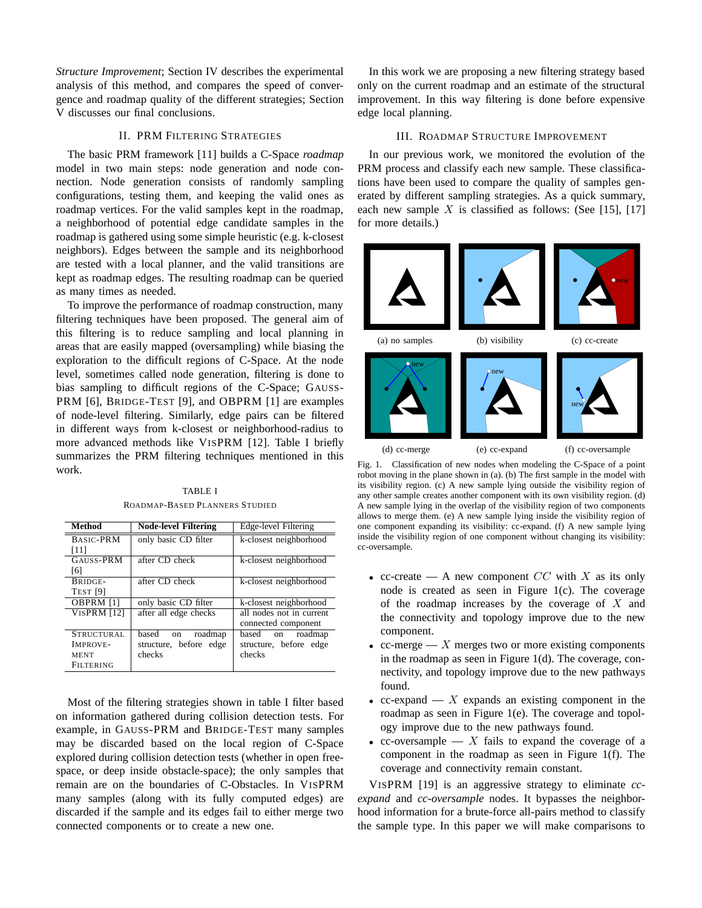*Structure Improvement*; Section IV describes the experimental analysis of this method, and compares the speed of convergence and roadmap quality of the different strategies; Section V discusses our final conclusions.

## II. PRM Filtering Strategies

The basic PRM framework [11] builds a C-Space *roadmap* model in two main steps: node generation and node connection. Node generation consists of randomly sampling configurations, testing them, and keeping the valid ones as roadmap vertices. For the valid samples kept in the roadmap, a neighborhood of potential edge candidate samples in the roadmap is gathered using some simple heuristic (e.g. k-closest neighbors). Edges between the sample and its neighborhood are tested with a local planner, and the valid transitions are kept as roadmap edges. The resulting roadmap can be queried as many times as needed.

To improve the performance of roadmap construction, many filtering techniques have been proposed. The general aim of this filtering is to reduce sampling and local planning in areas that are easily mapped (oversampling) while biasing the exploration to the difficult regions of C-Space. At the node level, sometimes called node generation, filtering is done to bias sampling to difficult regions of the C-Space; Gauss-PRM [6], Bridge-Test [9], and OBPRM [1] are examples of node-level filtering. Similarly, edge pairs can be filtered in different ways from k-closest or neighborhood-radius to more advanced methods like VisPRM [12]. Table I briefly summarizes the PRM filtering techniques mentioned in this work.

TABLE I

Roadmap-Based Planners Studied

| Method | Node-level Filtering | Edge-level Filtering |
|---|---|---|
| Basic-PRM [11] | only basic CD filter | k-closest neighborhood |
| Gauss-PRM [6] | after CD check | k-closest neighborhood |
| Bridge-Test [9] | after CD check | k-closest neighborhood |
| OBPRM [1] | only basic CD filter | k-closest neighborhood |
| VisPRM [12] | after all edge checks | all nodes not in current connected component |
| Structural Improvement Filtering | based on roadmap structure, before edge checks | based on roadmap structure, before edge checks |

Most of the filtering strategies shown in table I filter based on information gathered during collision detection tests. For example, in Gauss-PRM and Bridge-Test many samples may be discarded based on the local region of C-Space explored during collision detection tests (whether in open free-space, or deep inside obstacle-space); the only samples that remain are on the boundaries of C-Obstacles. In VisPRM many samples (along with its fully computed edges) are discarded if the sample and its edges fail to either merge two connected components or to create a new one.

In this work we are proposing a new filtering strategy based only on the current roadmap and an estimate of the structural improvement. In this way filtering is done before expensive edge local planning.

## III. Roadmap Structure Improvement

In our previous work, we monitored the evolution of the PRM process and classify each new sample. These classifications have been used to compare the quality of samples generated by different sampling strategies. As a quick summary, each new sample $X$ is classified as follows: (See [15], [17] for more details.)

(a) no samples (b) visibility (c) cc-create

(d) cc-merge (e) cc-expand (f) cc-oversample

Fig. 1. Classification of new nodes when modeling the C-Space of a point robot moving in the plane shown in (a). (b) The first sample in the model with its visibility region. (c) A new sample lying outside the visibility region of any other sample creates another component with its own visibility region. (d) A new sample lying in the overlap of the visibility region of two components allows to merge them. (e) A new sample lying inside the visibility region of one component expanding its visibility: cc-expand. (f) A new sample lying inside the visibility region of one component without changing its visibility: cc-oversample.

- cc-create — A new component $CC$ with $X$ as its only node is created as seen in Figure 1(c). The coverage of the roadmap increases by the coverage of $X$ and the connectivity and topology improve due to the new component.
- cc-merge — $X$ merges two or more existing components in the roadmap as seen in Figure 1(d). The coverage, connectivity, and topology improve due to the new pathways found.
- cc-expand — $X$ expands an existing component in the roadmap as seen in Figure 1(e). The coverage and topology improve due to the new pathways found.
- cc-oversample — $X$ fails to expand the coverage of a component in the roadmap as seen in Figure 1(f). The coverage and connectivity remain constant.

VisPRM [19] is an aggressive strategy to eliminate *cc-expand* and *cc-oversample* nodes. It bypasses the neighborhood information for a brute-force all-pairs method to classify the sample type. In this paper we will make comparisons to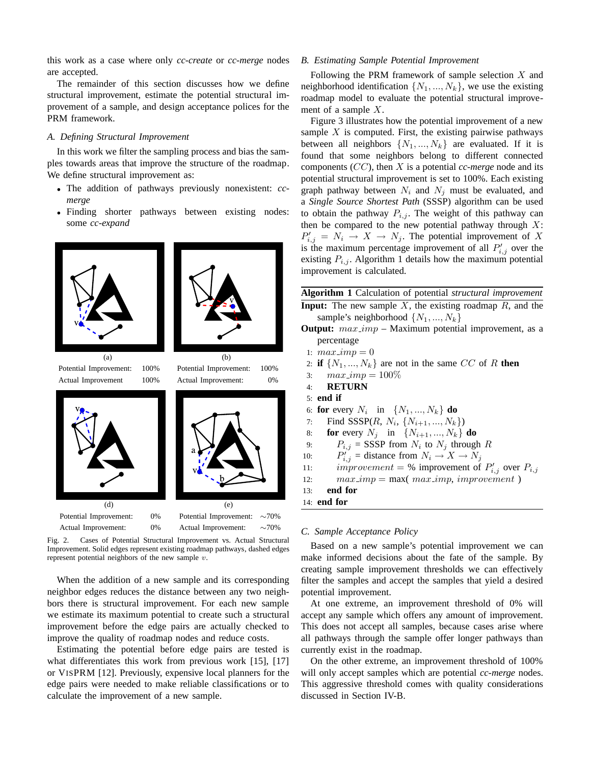this work as a case where only *cc-create* or *cc-merge* nodes are accepted.

The remainder of this section discusses how we define structural improvement, estimate the potential structural improvement of a sample, and design acceptance polices for the PRM framework.

### A. Defining Structural Improvement

In this work we filter the sampling process and bias the samples towards areas that improve the structure of the roadmap. We define structural improvement as:

- The addition of pathways previously nonexistent: *cc-merge*
- Finding shorter pathways between existing nodes: some *cc-expand*

| (a) | | (b) | |
|---|---|---|---|
| Potential Improvement: | 100% | Potential Improvement: | 100% |
| Actual Improvement | 100% | Actual Improvement: | 0% |

| (d) | | (e) | |
|---|---|---|---|
| Potential Improvement: | 0% | Potential Improvement: | ∼70% |
| Actual Improvement: | 0% | Actual Improvement: | ∼70% |

Fig. 2. Cases of Potential Structural Improvement vs. Actual Structural Improvement. Solid edges represent existing roadmap pathways, dashed edges represent potential neighbors of the new sample $v$.

When the addition of a new sample and its corresponding neighbor edges reduces the distance between any two neighbors there is structural improvement. For each new sample we estimate its maximum potential to create such a structural improvement before the edge pairs are actually checked to improve the quality of roadmap nodes and reduce costs.

Estimating the potential before edge pairs are tested is what differentiates this work from previous work [15], [17] or VISPRM [12]. Previously, expensive local planners for the edge pairs were needed to make reliable classifications or to calculate the improvement of a new sample.

### B. Estimating Sample Potential Improvement

Following the PRM framework of sample selection $X$ and neighborhood identification $\{N_1, ..., N_k\}$, we use the existing roadmap model to evaluate the potential structural improvement of a sample $X$.

Figure 3 illustrates how the potential improvement of a new sample $X$ is computed. First, the existing pairwise pathways between all neighbors $\{N_1, ..., N_k\}$ are evaluated. If it is found that some neighbors belong to different connected components ($CC$), then $X$ is a potential *cc-merge* node and its potential structural improvement is set to 100%. Each existing graph pathway between $N_i$ and $N_j$ must be evaluated, and a *Single Source Shortest Path* (SSSP) algorithm can be used to obtain the pathway $P_{i,j}$. The weight of this pathway can then be compared to the new potential pathway through $X$: $P'_{i,j} = N_i \rightarrow X \rightarrow N_j$. The potential improvement of $X$ is the maximum percentage improvement of all $P'_{i,j}$ over the existing $P_{i,j}$. Algorithm 1 details how the maximum potential improvement is calculated.

**Algorithm 1** Calculation of potential *structural improvement*

**Input:** The new sample $X$, the existing roadmap $R$, and the sample's neighborhood $\{N_1, ..., N_k\}$

**Output:** $max\_imp$ – Maximum potential improvement, as a percentage

```
1:  max_imp = 0
2:  if {N_1, ..., N_k} are not in the same CC of R then
3:      max_imp = 100%
4:      RETURN
5:  end if
6:  for every N_i in {N_1, ..., N_k} do
7:      Find SSSP(R, N_i, {N_{i+1}, ..., N_k})
8:      for every N_j in {N_{i+1}, ..., N_k} do
9:          P_{i,j} = SSSP from N_i to N_j through R
10:         P'_{i,j} = distance from N_i → X → N_j
11:         improvement = % improvement of P'_{i,j} over P_{i,j}
12:         max_imp = max( max_imp, improvement )
13:     end for
14: end for
```

### C. Sample Acceptance Policy

Based on a new sample's potential improvement we can make informed decisions about the fate of the sample. By creating sample improvement thresholds we can effectively filter the samples and accept the samples that yield a desired potential improvement.

At one extreme, an improvement threshold of 0% will accept any sample which offers any amount of improvement. This does not accept all samples, because cases arise where all pathways through the sample offer longer pathways than currently exist in the roadmap.

On the other extreme, an improvement threshold of 100% will only accept samples which are potential *cc-merge* nodes. This aggressive threshold comes with quality considerations discussed in Section IV-B.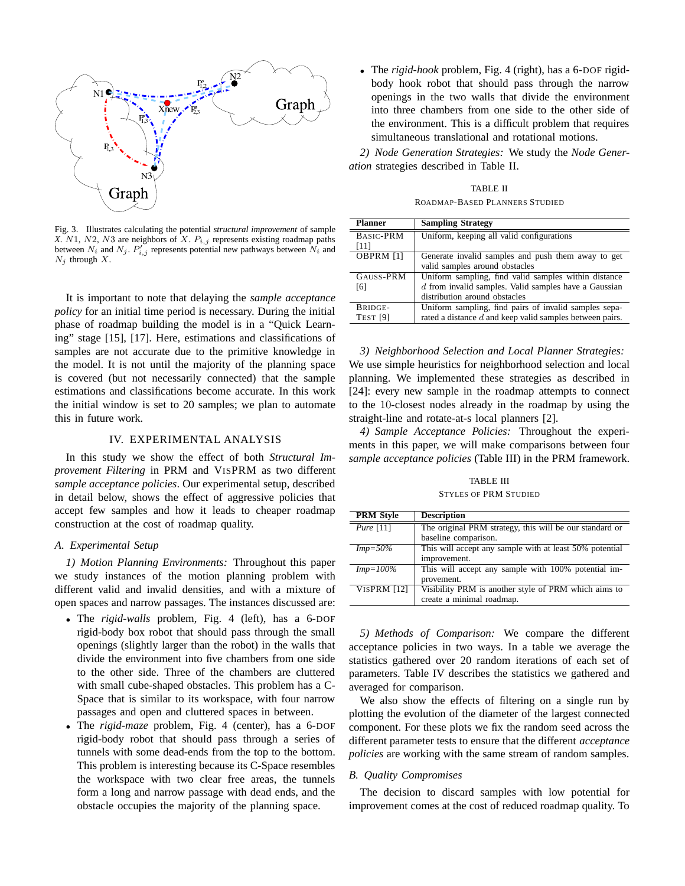Fig. 3. Illustrates calculating the potential *structural improvement* of sample $X$. $N1$, $N2$, $N3$ are neighbors of $X$. $P_{i,j}$ represents existing roadmap paths between $N_i$ and $N_j$. $P'_{i,j}$ represents potential new pathways between $N_i$ and $N_j$ through $X$.

It is important to note that delaying the *sample acceptance policy* for an initial time period is necessary. During the initial phase of roadmap building the model is in a "Quick Learning" stage [15], [17]. Here, estimations and classifications of samples are not accurate due to the primitive knowledge in the model. It is not until the majority of the planning space is covered (but not necessarily connected) that the sample estimations and classifications become accurate. In this work the initial window is set to 20 samples; we plan to automate this in future work.

## IV. EXPERIMENTAL ANALYSIS

In this study we show the effect of both *Structural Improvement Filtering* in PRM and VISPRM as two different *sample acceptance policies*. Our experimental setup, described in detail below, shows the effect of aggressive policies that accept few samples and how it leads to cheaper roadmap construction at the cost of roadmap quality.

### A. Experimental Setup

*1) Motion Planning Environments:* Throughout this paper we study instances of the motion planning problem with different valid and invalid densities, and with a mixture of open spaces and narrow passages. The instances discussed are:

- The *rigid-walls* problem, Fig. 4 (left), has a 6-DOF rigid-body box robot that should pass through the small openings (slightly larger than the robot) in the walls that divide the environment into five chambers from one side to the other side. Three of the chambers are cluttered with small cube-shaped obstacles. This problem has a C-Space that is similar to its workspace, with four narrow passages and open and cluttered spaces in between.
- The *rigid-maze* problem, Fig. 4 (center), has a 6-DOF rigid-body robot that should pass through a series of tunnels with some dead-ends from the top to the bottom. This problem is interesting because its C-Space resembles the workspace with two clear free areas, the tunnels form a long and narrow passage with dead ends, and the obstacle occupies the majority of the planning space.
- The *rigid-hook* problem, Fig. 4 (right), has a 6-DOF rigid-body hook robot that should pass through the narrow openings in the two walls that divide the environment into three chambers from one side to the other side of the environment. This is a difficult problem that requires simultaneous translational and rotational motions.

*2) Node Generation Strategies:* We study the *Node Generation* strategies described in Table II.

TABLE II
ROADMAP-BASED PLANNERS STUDIED

| Planner | Sampling Strategy |
|---|---|
| BASIC-PRM [11] | Uniform, keeping all valid configurations |
| OBPRM [1] | Generate invalid samples and push them away to get valid samples around obstacles |
| GAUSS-PRM [6] | Uniform sampling, find valid samples within distance $d$ from invalid samples. Valid samples have a Gaussian distribution around obstacles |
| BRIDGE-TEST [9] | Uniform sampling, find pairs of invalid samples separated a distance $d$ and keep valid samples between pairs. |

*3) Neighborhood Selection and Local Planner Strategies:* We use simple heuristics for neighborhood selection and local planning. We implemented these strategies as described in [24]: every new sample in the roadmap attempts to connect to the 10-closest nodes already in the roadmap by using the straight-line and rotate-at-s local planners [2].

*4) Sample Acceptance Policies:* Throughout the experiments in this paper, we will make comparisons between four *sample acceptance policies* (Table III) in the PRM framework.

TABLE III
STYLES OF PRM STUDIED

| PRM Style | Description |
|---|---|
| *Pure* [11] | The original PRM strategy, this will be our standard or baseline comparison. |
| *Imp=50%* | This will accept any sample with at least 50% potential improvement. |
| *Imp=100%* | This will accept any sample with 100% potential improvement. |
| VISPRM [12] | Visibility PRM is another style of PRM which aims to create a minimal roadmap. |

*5) Methods of Comparison:* We compare the different acceptance policies in two ways. In a table we average the statistics gathered over 20 random iterations of each set of parameters. Table IV describes the statistics we gathered and averaged for comparison.

We also show the effects of filtering on a single run by plotting the evolution of the diameter of the largest connected component. For these plots we fix the random seed across the different parameter tests to ensure that the different *acceptance policies* are working with the same stream of random samples.

### B. Quality Compromises

The decision to discard samples with low potential for improvement comes at the cost of reduced roadmap quality. To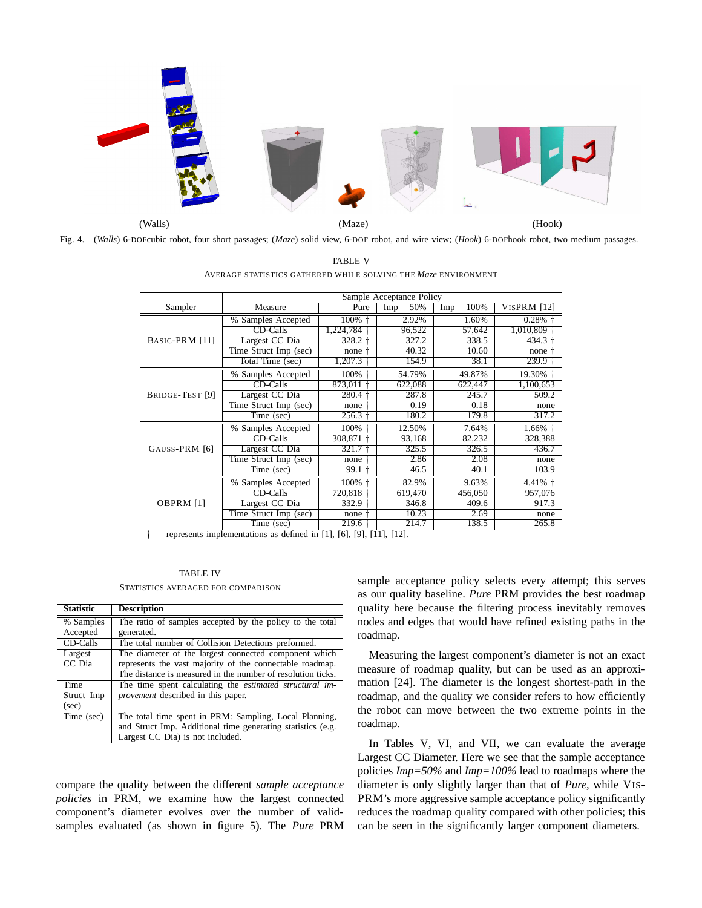(Walls) (Maze) (Hook)

Fig. 4. (*Walls*) 6-DOFcubic robot, four short passages; (*Maze*) solid view, 6-DOF robot, and wire view; (*Hook*) 6-DOFhook robot, two medium passages.

TABLE V

AVERAGE STATISTICS GATHERED WHILE SOLVING THE *Maze* ENVIRONMENT

| Sampler | Measure | Sample Acceptance Policy | | | |
|---|---|---|---|---|---|
| | | Pure | Imp = 50% | Imp = 100% | VISPRM [12] |
| BASIC-PRM [11] | % Samples Accepted | 100% † | 2.92% | 1.60% | 0.28% † |
| | CD-Calls | 1,224,784 † | 96,522 | 57,642 | 1,010,809 † |
| | Largest CC Dia | 328.2 † | 327.2 | 338.5 | 434.3 † |
| | Time Struct Imp (sec) | none † | 40.32 | 10.60 | none † |
| | Total Time (sec) | 1,207.3 † | 154.9 | 38.1 | 239.9 † |
| BRIDGE-TEST [9] | % Samples Accepted | 100% † | 54.79% | 49.87% | 19.30% † |
| | CD-Calls | 873,011 † | 622,088 | 622,447 | 1,100,653 |
| | Largest CC Dia | 280.4 † | 287.8 | 245.7 | 509.2 |
| | Time Struct Imp (sec) | none † | 0.19 | 0.18 | none |
| | Time (sec) | 256.3 † | 180.2 | 179.8 | 317.2 |
| GAUSS-PRM [6] | % Samples Accepted | 100% † | 12.50% | 7.64% | 1.66% † |
| | CD-Calls | 308,871 † | 93,168 | 82,232 | 328,388 |
| | Largest CC Dia | 321.7 † | 325.5 | 326.5 | 436.7 |
| | Time Struct Imp (sec) | none † | 2.86 | 2.08 | none |
| | Time (sec) | 99.1 † | 46.5 | 40.1 | 103.9 |
| OBPRM [1] | % Samples Accepted | 100% † | 82.9% | 9.63% | 4.41% † |
| | CD-Calls | 720,818 † | 619,470 | 456,050 | 957,076 |
| | Largest CC Dia | 332.9 † | 346.8 | 409.6 | 917.3 |
| | Time Struct Imp (sec) | none † | 10.23 | 2.69 | none |
| | Time (sec) | 219.6 † | 214.7 | 138.5 | 265.8 |

† — represents implementations as defined in [1], [6], [9], [11], [12].

TABLE IV

STATISTICS AVERAGED FOR COMPARISON

| Statistic | Description |
|---|---|
| % Samples Accepted | The ratio of samples accepted by the policy to the total generated. |
| CD-Calls | The total number of Collision Detections preformed. |
| Largest CC Dia | The diameter of the largest connected component which represents the vast majority of the connectable roadmap. The distance is measured in the number of resolution ticks. |
| Time Struct Imp (sec) | The time spent calculating the *estimated structural improvement* described in this paper. |
| Time (sec) | The total time spent in PRM: Sampling, Local Planning, and Struct Imp. Additional time generating statistics (e.g. Largest CC Dia) is not included. |

compare the quality between the different *sample acceptance policies* in PRM, we examine how the largest connected component's diameter evolves over the number of valid-samples evaluated (as shown in figure 5). The *Pure* PRM sample acceptance policy selects every attempt; this serves as our quality baseline. *Pure* PRM provides the best roadmap quality here because the filtering process inevitably removes nodes and edges that would have refined existing paths in the roadmap.

Measuring the largest component's diameter is not an exact measure of roadmap quality, but can be used as an approximation [24]. The diameter is the longest shortest-path in the roadmap, and the quality we consider refers to how efficiently the robot can move between the two extreme points in the roadmap.

In Tables V, VI, and VII, we can evaluate the average Largest CC Diameter. Here we see that the sample acceptance policies *Imp=50%* and *Imp=100%* lead to roadmaps where the diameter is only slightly larger than that of *Pure*, while VISPRM's more aggressive sample acceptance policy significantly reduces the roadmap quality compared with other policies; this can be seen in the significantly larger component diameters.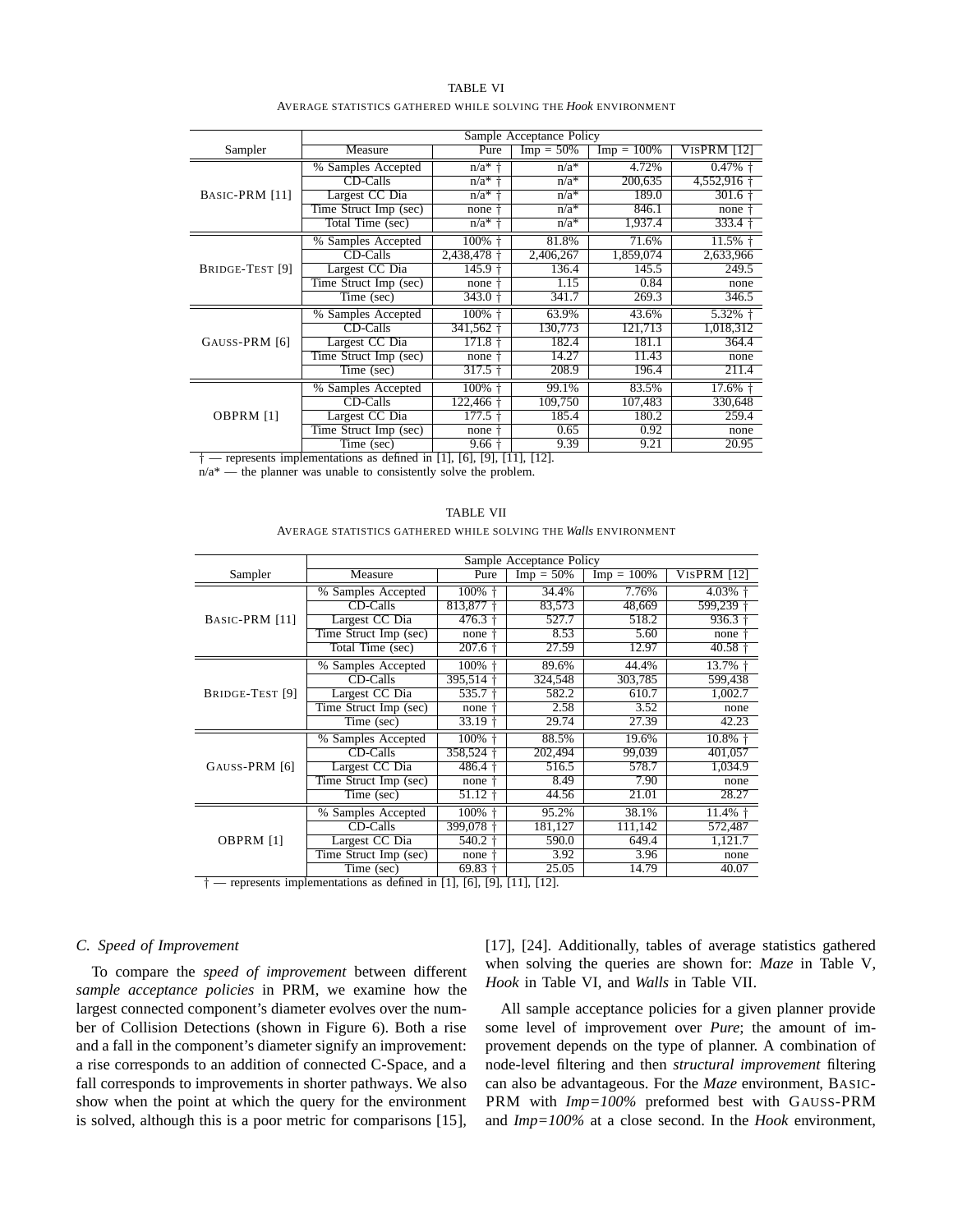TABLE VI

AVERAGE STATISTICS GATHERED WHILE SOLVING THE *Hook* ENVIRONMENT

| | | Sample Acceptance Policy | | | |
|---|---|---|---|---|---|
| Sampler | Measure | Pure | Imp = 50% | Imp = 100% | VISPRM [12] |
| BASIC-PRM [11] | % Samples Accepted | n/a* † | n/a* | 4.72% | 0.47% † |
| | CD-Calls | n/a* † | n/a* | 200,635 | 4,552,916 † |
| | Largest CC Dia | n/a* † | n/a* | 189.0 | 301.6 † |
| | Time Struct Imp (sec) | none † | n/a* | 846.1 | none † |
| | Total Time (sec) | n/a* † | n/a* | 1,937.4 | 333.4 † |
| BRIDGE-TEST [9] | % Samples Accepted | 100% † | 81.8% | 71.6% | 11.5% † |
| | CD-Calls | 2,438,478 † | 2,406,267 | 1,859,074 | 2,633,966 |
| | Largest CC Dia | 145.9 † | 136.4 | 145.5 | 249.5 |
| | Time Struct Imp (sec) | none † | 1.15 | 0.84 | none |
| | Time (sec) | 343.0 † | 341.7 | 269.3 | 346.5 |
| GAUSS-PRM [6] | % Samples Accepted | 100% † | 63.9% | 43.6% | 5.32% † |
| | CD-Calls | 341,562 † | 130,773 | 121,713 | 1,018,312 |
| | Largest CC Dia | 171.8 † | 182.4 | 181.1 | 364.4 |
| | Time Struct Imp (sec) | none † | 14.27 | 11.43 | none |
| | Time (sec) | 317.5 † | 208.9 | 196.4 | 211.4 |
| OBPRM [1] | % Samples Accepted | 100% † | 99.1% | 83.5% | 17.6% † |
| | CD-Calls | 122,466 † | 109,750 | 107,483 | 330,648 |
| | Largest CC Dia | 177.5 † | 185.4 | 180.2 | 259.4 |
| | Time Struct Imp (sec) | none † | 0.65 | 0.92 | none |
| | Time (sec) | 9.66 † | 9.39 | 9.21 | 20.95 |

† — represents implementations as defined in [1], [6], [9], [11], [12].
n/a* — the planner was unable to consistently solve the problem.

TABLE VII

AVERAGE STATISTICS GATHERED WHILE SOLVING THE *Walls* ENVIRONMENT

| | | Sample Acceptance Policy | | | |
|---|---|---|---|---|---|
| Sampler | Measure | Pure | Imp = 50% | Imp = 100% | VISPRM [12] |
| BASIC-PRM [11] | % Samples Accepted | 100% † | 34.4% | 7.76% | 4.03% † |
| | CD-Calls | 813,877 † | 83,573 | 48,669 | 599,239 † |
| | Largest CC Dia | 476.3 † | 527.7 | 518.2 | 936.3 † |
| | Time Struct Imp (sec) | none † | 8.53 | 5.60 | none † |
| | Total Time (sec) | 207.6 † | 27.59 | 12.97 | 40.58 † |
| BRIDGE-TEST [9] | % Samples Accepted | 100% † | 89.6% | 44.4% | 13.7% † |
| | CD-Calls | 395,514 † | 324,548 | 303,785 | 599,438 |
| | Largest CC Dia | 535.7 † | 582.2 | 610.7 | 1,002.7 |
| | Time Struct Imp (sec) | none † | 2.58 | 3.52 | none |
| | Time (sec) | 33.19 † | 29.74 | 27.39 | 42.23 |
| GAUSS-PRM [6] | % Samples Accepted | 100% † | 88.5% | 19.6% | 10.8% † |
| | CD-Calls | 358,524 † | 202,494 | 99,039 | 401,057 |
| | Largest CC Dia | 486.4 † | 516.5 | 578.7 | 1,034.9 |
| | Time Struct Imp (sec) | none † | 8.49 | 7.90 | none |
| | Time (sec) | 51.12 † | 44.56 | 21.01 | 28.27 |
| OBPRM [1] | % Samples Accepted | 100% † | 95.2% | 38.1% | 11.4% † |
| | CD-Calls | 399,078 † | 181,127 | 111,142 | 572,487 |
| | Largest CC Dia | 540.2 † | 590.0 | 649.4 | 1,121.7 |
| | Time Struct Imp (sec) | none † | 3.92 | 3.96 | none |
| | Time (sec) | 69.83 † | 25.05 | 14.79 | 40.07 |

† — represents implementations as defined in [1], [6], [9], [11], [12].

### C. Speed of Improvement

To compare the *speed of improvement* between different *sample acceptance policies* in PRM, we examine how the largest connected component's diameter evolves over the number of Collision Detections (shown in Figure 6). Both a rise and a fall in the component's diameter signify an improvement: a rise corresponds to an addition of connected C-Space, and a fall corresponds to improvements in shorter pathways. We also show when the point at which the query for the environment is solved, although this is a poor metric for comparisons [15], [17], [24]. Additionally, tables of average statistics gathered when solving the queries are shown for: *Maze* in Table V, *Hook* in Table VI, and *Walls* in Table VII.

All sample acceptance policies for a given planner provide some level of improvement over *Pure*; the amount of improvement depends on the type of planner. A combination of node-level filtering and then *structural improvement* filtering can also be advantageous. For the *Maze* environment, BASIC-PRM with *Imp=100%* preformed best with GAUSS-PRM and *Imp=100%* at a close second. In the *Hook* environment,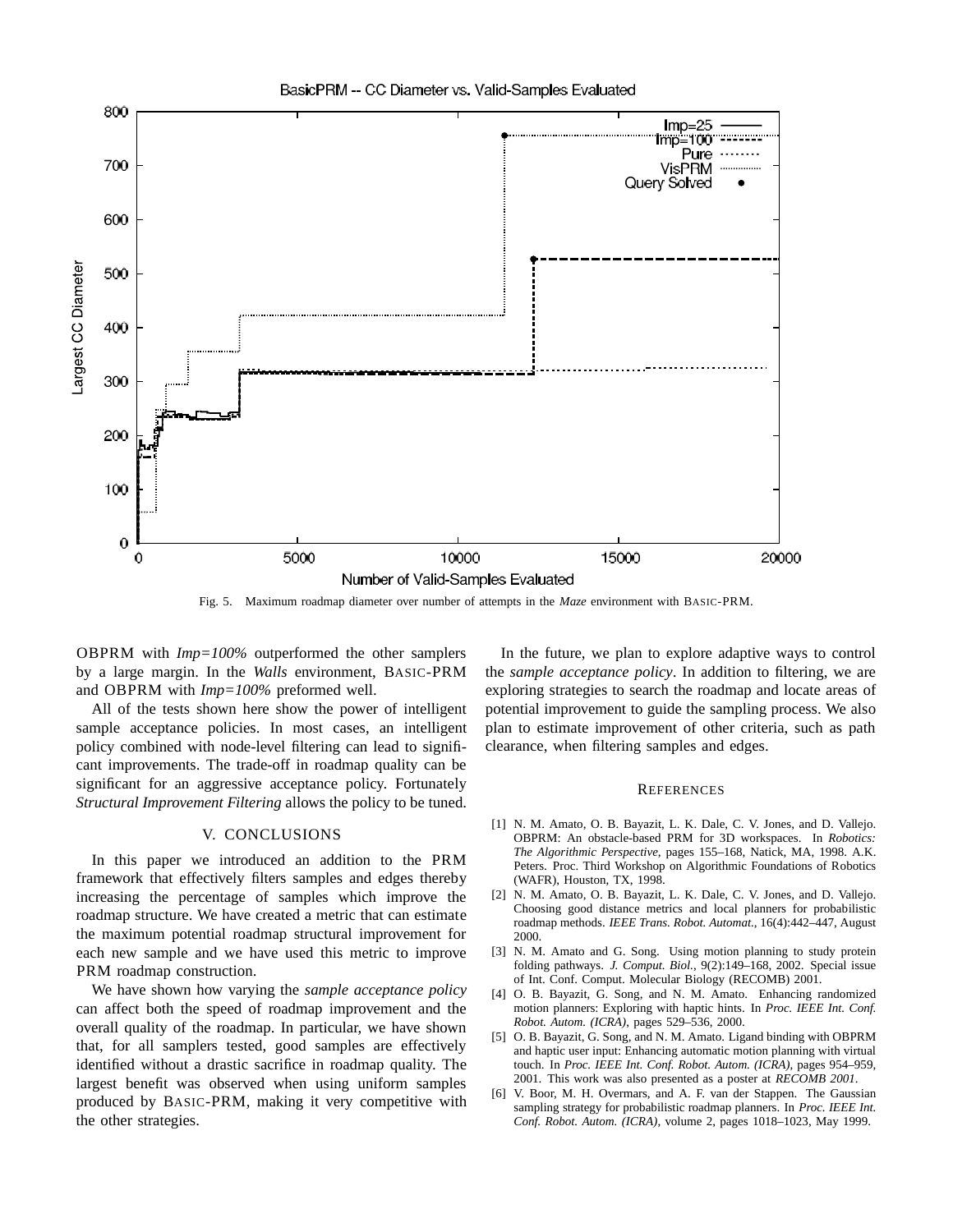Fig. 5. Maximum roadmap diameter over number of attempts in the *Maze* environment with BASIC-PRM.

OBPRM with *Imp=100%* outperformed the other samplers by a large margin. In the *Walls* environment, BASIC-PRM and OBPRM with *Imp=100%* preformed well.

All of the tests shown here show the power of intelligent sample acceptance policies. In most cases, an intelligent policy combined with node-level filtering can lead to significant improvements. The trade-off in roadmap quality can be significant for an aggressive acceptance policy. Fortunately *Structural Improvement Filtering* allows the policy to be tuned.

## V. CONCLUSIONS

In this paper we introduced an addition to the PRM framework that effectively filters samples and edges thereby increasing the percentage of samples which improve the roadmap structure. We have created a metric that can estimate the maximum potential roadmap structural improvement for each new sample and we have used this metric to improve PRM roadmap construction.

We have shown how varying the *sample acceptance policy* can affect both the speed of roadmap improvement and the overall quality of the roadmap. In particular, we have shown that, for all samplers tested, good samples are effectively identified without a drastic sacrifice in roadmap quality. The largest benefit was observed when using uniform samples produced by BASIC-PRM, making it very competitive with the other strategies.

In the future, we plan to explore adaptive ways to control the *sample acceptance policy*. In addition to filtering, we are exploring strategies to search the roadmap and locate areas of potential improvement to guide the sampling process. We also plan to estimate improvement of other criteria, such as path clearance, when filtering samples and edges.

## REFERENCES

[1] N. M. Amato, O. B. Bayazit, L. K. Dale, C. V. Jones, and D. Vallejo. OBPRM: An obstacle-based PRM for 3D workspaces. In *Robotics: The Algorithmic Perspective*, pages 155–168, Natick, MA, 1998. A.K. Peters. Proc. Third Workshop on Algorithmic Foundations of Robotics (WAFR), Houston, TX, 1998.

[2] N. M. Amato, O. B. Bayazit, L. K. Dale, C. V. Jones, and D. Vallejo. Choosing good distance metrics and local planners for probabilistic roadmap methods. *IEEE Trans. Robot. Automat.*, 16(4):442–447, August 2000.

[3] N. M. Amato and G. Song. Using motion planning to study protein folding pathways. *J. Comput. Biol.*, 9(2):149–168, 2002. Special issue of Int. Conf. Comput. Molecular Biology (RECOMB) 2001.

[4] O. B. Bayazit, G. Song, and N. M. Amato. Enhancing randomized motion planners: Exploring with haptic hints. In *Proc. IEEE Int. Conf. Robot. Autom. (ICRA)*, pages 529–536, 2000.

[5] O. B. Bayazit, G. Song, and N. M. Amato. Ligand binding with OBPRM and haptic user input: Enhancing automatic motion planning with virtual touch. In *Proc. IEEE Int. Conf. Robot. Autom. (ICRA)*, pages 954–959, 2001. This work was also presented as a poster at *RECOMB 2001*.

[6] V. Boor, M. H. Overmars, and A. F. van der Stappen. The Gaussian sampling strategy for probabilistic roadmap planners. In *Proc. IEEE Int. Conf. Robot. Autom. (ICRA)*, volume 2, pages 1018–1023, May 1999.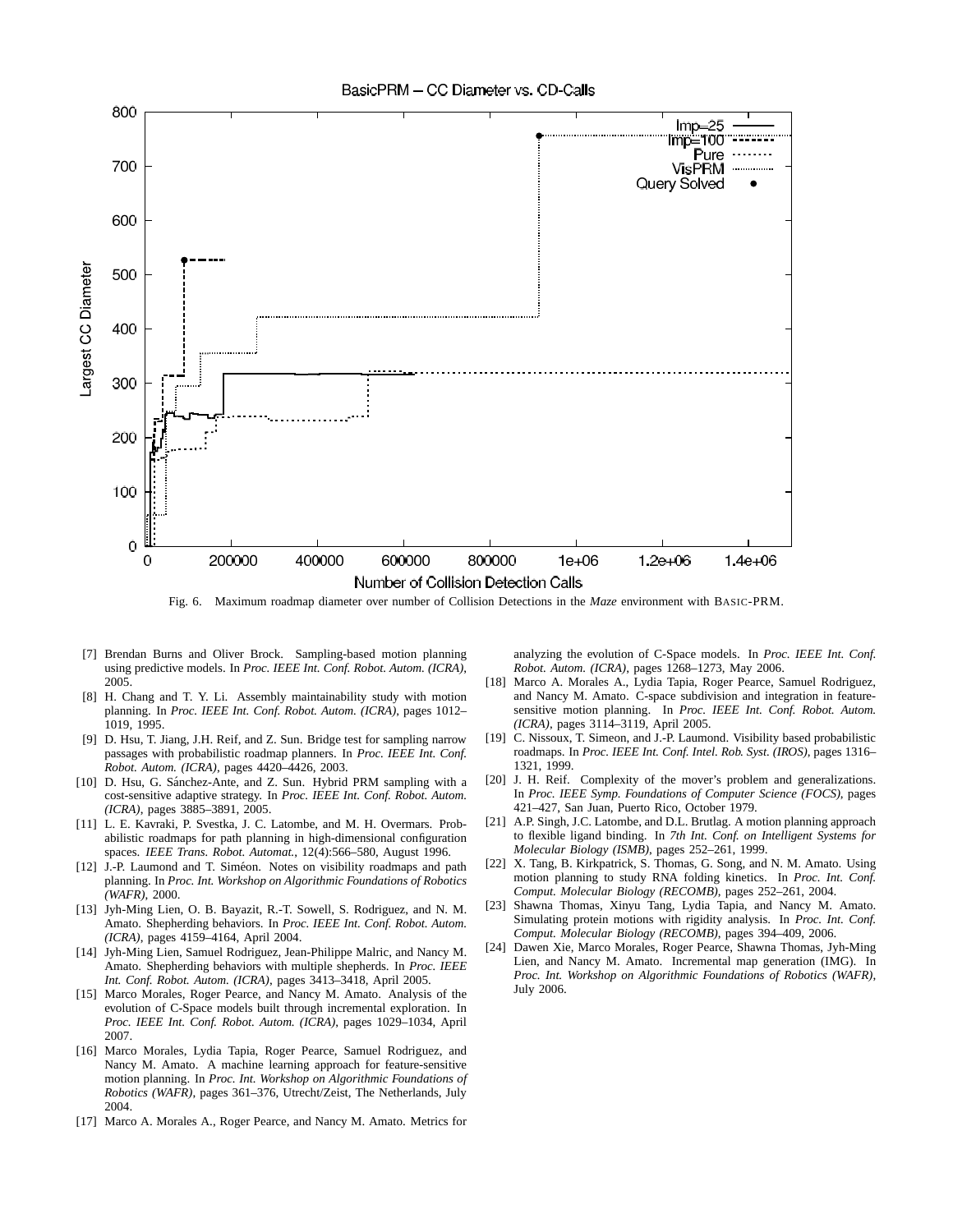BasicPRM – CC Diameter vs. CD-Calls

Largest CC Diameter

Number of Collision Detection Calls

0
100
200
300
400
500
600
700
800

0
200000
400000
600000
800000
1e+06
1.2e+06
1.4e+06

Imp=25
Imp=100
Pure
VisPRM
Query Solved

Fig. 6. Maximum roadmap diameter over number of Collision Detections in the *Maze* environment with BASIC-PRM.

[7] Brendan Burns and Oliver Brock. Sampling-based motion planning using predictive models. In *Proc. IEEE Int. Conf. Robot. Autom. (ICRA)*, 2005.

[8] H. Chang and T. Y. Li. Assembly maintainability study with motion planning. In *Proc. IEEE Int. Conf. Robot. Autom. (ICRA)*, pages 1012–1019, 1995.

[9] D. Hsu, T. Jiang, J.H. Reif, and Z. Sun. Bridge test for sampling narrow passages with probabilistic roadmap planners. In *Proc. IEEE Int. Conf. Robot. Autom. (ICRA)*, pages 4420–4426, 2003.

[10] D. Hsu, G. Sánchez-Ante, and Z. Sun. Hybrid PRM sampling with a cost-sensitive adaptive strategy. In *Proc. IEEE Int. Conf. Robot. Autom. (ICRA)*, pages 3885–3891, 2005.

[11] L. E. Kavraki, P. Svestka, J. C. Latombe, and M. H. Overmars. Probabilistic roadmaps for path planning in high-dimensional configuration spaces. *IEEE Trans. Robot. Automat.*, 12(4):566–580, August 1996.

[12] J.-P. Laumond and T. Siméon. Notes on visibility roadmaps and path planning. In *Proc. Int. Workshop on Algorithmic Foundations of Robotics (WAFR)*, 2000.

[13] Jyh-Ming Lien, O. B. Bayazit, R.-T. Sowell, S. Rodriguez, and N. M. Amato. Shepherding behaviors. In *Proc. IEEE Int. Conf. Robot. Autom. (ICRA)*, pages 4159–4164, April 2004.

[14] Jyh-Ming Lien, Samuel Rodriguez, Jean-Philippe Malric, and Nancy M. Amato. Shepherding behaviors with multiple shepherds. In *Proc. IEEE Int. Conf. Robot. Autom. (ICRA)*, pages 3413–3418, April 2005.

[15] Marco Morales, Roger Pearce, and Nancy M. Amato. Analysis of the evolution of C-Space models built through incremental exploration. In *Proc. IEEE Int. Conf. Robot. Autom. (ICRA)*, pages 1029–1034, April 2007.

[16] Marco Morales, Lydia Tapia, Roger Pearce, Samuel Rodriguez, and Nancy M. Amato. A machine learning approach for feature-sensitive motion planning. In *Proc. Int. Workshop on Algorithmic Foundations of Robotics (WAFR)*, pages 361–376, Utrecht/Zeist, The Netherlands, July 2004.

[17] Marco A. Morales A., Roger Pearce, and Nancy M. Amato. Metrics for analyzing the evolution of C-Space models. In *Proc. IEEE Int. Conf. Robot. Autom. (ICRA)*, pages 1268–1273, May 2006.

[18] Marco A. Morales A., Lydia Tapia, Roger Pearce, Samuel Rodriguez, and Nancy M. Amato. C-space subdivision and integration in feature-sensitive motion planning. In *Proc. IEEE Int. Conf. Robot. Autom. (ICRA)*, pages 3114–3119, April 2005.

[19] C. Nissoux, T. Simeon, and J.-P. Laumond. Visibility based probabilistic roadmaps. In *Proc. IEEE Int. Conf. Intel. Rob. Syst. (IROS)*, pages 1316–1321, 1999.

[20] J. H. Reif. Complexity of the mover's problem and generalizations. In *Proc. IEEE Symp. Foundations of Computer Science (FOCS)*, pages 421–427, San Juan, Puerto Rico, October 1979.

[21] A.P. Singh, J.C. Latombe, and D.L. Brutlag. A motion planning approach to flexible ligand binding. In *7th Int. Conf. on Intelligent Systems for Molecular Biology (ISMB)*, pages 252–261, 1999.

[22] X. Tang, B. Kirkpatrick, S. Thomas, G. Song, and N. M. Amato. Using motion planning to study RNA folding kinetics. In *Proc. Int. Conf. Comput. Molecular Biology (RECOMB)*, pages 252–261, 2004.

[23] Shawna Thomas, Xinyu Tang, Lydia Tapia, and Nancy M. Amato. Simulating protein motions with rigidity analysis. In *Proc. Int. Conf. Comput. Molecular Biology (RECOMB)*, pages 394–409, 2006.

[24] Dawen Xie, Marco Morales, Roger Pearce, Shawna Thomas, Jyh-Ming Lien, and Nancy M. Amato. Incremental map generation (IMG). In *Proc. Int. Workshop on Algorithmic Foundations of Robotics (WAFR)*, July 2006.